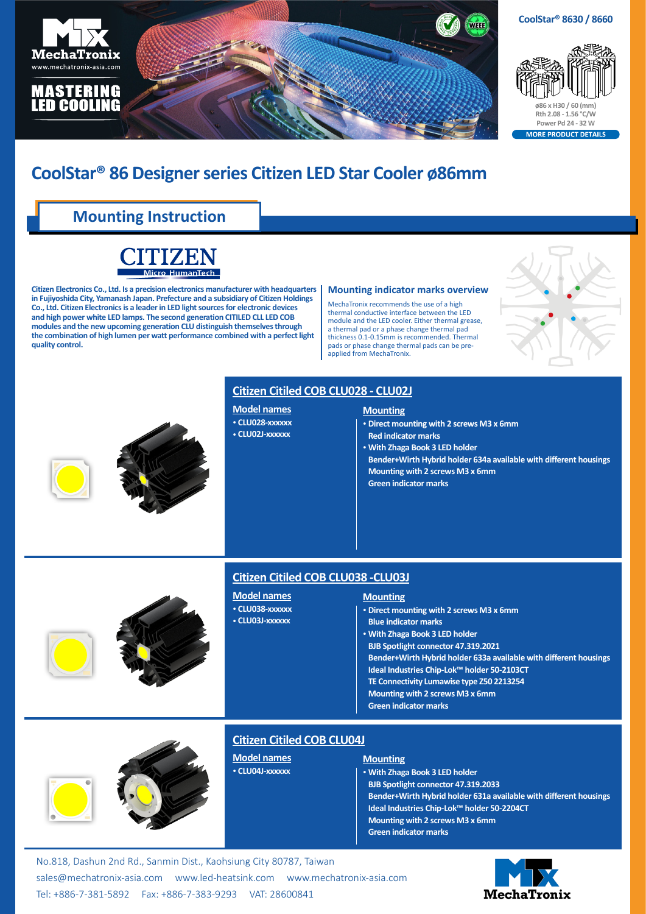MechaTronix
www.mechatronix-asia.com

MASTERING LED COOLING

**CoolStar® 8630 / 8660**

ø86 x H30 / 60 (mm)
Rth 2.08 - 1.56 °C/W
Power Pd 24 - 32 W

MORE PRODUCT DETAILS

# CoolStar® 86 Designer series Citizen LED Star Cooler ø86mm

## Mounting Instruction

CITIZEN
Micro HumanTech

**Citizen Electronics Co., Ltd. Is a precision electronics manufacturer with headquarters in Fujiyoshida City, Yamanash Japan. Prefecture and a subsidiary of Citizen Holdings Co., Ltd. Citizen Electronics is a leader in LED light sources for electronic devices and high power white LED lamps. The second generation CITILED CLL LED COB modules and the new upcoming generation CLU distinguish themselves through the combination of high lumen per watt performance combined with a perfect light quality control.**

### Mounting indicator marks overview

MechaTronix recommends the use of a high thermal conductive interface between the LED module and the LED cooler. Either thermal grease, a thermal pad or a phase change thermal pad thickness 0.1-0.15mm is recommended. Thermal pads or phase change thermal pads can be pre-applied from MechaTronix.

### Citizen Citiled COB CLU028 - CLU02J

**Model names**

- **CLU028-xxxxxx**
- **CLU02J-xxxxxx**

**Mounting**

- **Direct mounting with 2 screws M3 x 6mm**
  **Red indicator marks**
- **With Zhaga Book 3 LED holder**
  **Bender+Wirth Hybrid holder 634a available with different housings**
  **Mounting with 2 screws M3 x 6mm**
  **Green indicator marks**

### Citizen Citiled COB CLU038 -CLU03J

**Model names**

- **CLU038-xxxxxx**
- **CLU03J-xxxxxx**

**Mounting**

- **Direct mounting with 2 screws M3 x 6mm**
  **Blue indicator marks**
- **With Zhaga Book 3 LED holder**
  **BJB Spotlight connector 47.319.2021**
  **Bender+Wirth Hybrid holder 633a available with different housings**
  **Ideal Industries Chip-Lok™ holder 50-2103CT**
  **TE Connectivity Lumawise type Z50 2213254**
  **Mounting with 2 screws M3 x 6mm**
  **Green indicator marks**

### Citizen Citiled COB CLU04J

**Model names**

- **CLU04J-xxxxxx**

**Mounting**

- **With Zhaga Book 3 LED holder**
  **BJB Spotlight connector 47.319.2033**
  **Bender+Wirth Hybrid holder 631a available with different housings**
  **Ideal Industries Chip-Lok™ holder 50-2204CT**
  **Mounting with 2 screws M3 x 6mm**
  **Green indicator marks**

No.818, Dashun 2nd Rd., Sanmin Dist., Kaohsiung City 80787, Taiwan
sales@mechatronix-asia.com www.led-heatsink.com www.mechatronix-asia.com
Tel: +886-7-381-5892 Fax: +886-7-383-9293 VAT: 28600841

MechaTronix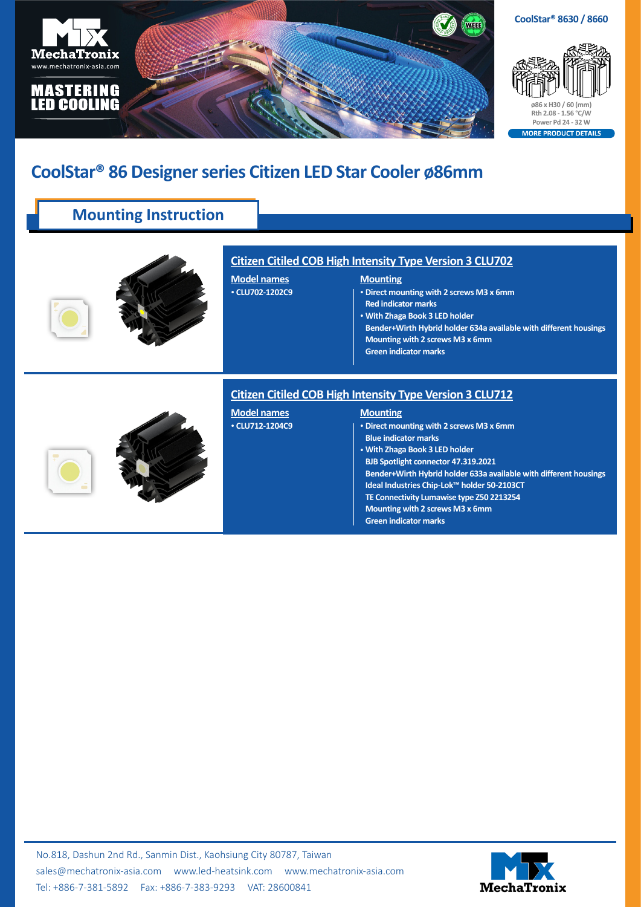MASTERING LED COOLING

**CoolStar® 8630 / 8660**

ø86 x H30 / 60 (mm)
Rth 2.08 - 1.56 °C/W
Power Pd 24 - 32 W

MORE PRODUCT DETAILS

# CoolStar® 86 Designer series Citizen LED Star Cooler ø86mm

## Mounting Instruction

### Citizen Citiled COB High Intensity Type Version 3 CLU702

**Model names**

- CLU702-1202C9

**Mounting**

- Direct mounting with 2 screws M3 x 6mm
  Red indicator marks
- With Zhaga Book 3 LED holder
  Bender+Wirth Hybrid holder 634a available with different housings
  Mounting with 2 screws M3 x 6mm
  Green indicator marks

### Citizen Citiled COB High Intensity Type Version 3 CLU712

**Model names**

- CLU712-1204C9

**Mounting**

- Direct mounting with 2 screws M3 x 6mm
  Blue indicator marks
- With Zhaga Book 3 LED holder
  BJB Spotlight connector 47.319.2021
  Bender+Wirth Hybrid holder 633a available with different housings
  Ideal Industries Chip-Lok™ holder 50-2103CT
  TE Connectivity Lumawise type Z50 2213254
  Mounting with 2 screws M3 x 6mm
  Green indicator marks

No.818, Dashun 2nd Rd., Sanmin Dist., Kaohsiung City 80787, Taiwan
sales@mechatronix-asia.com www.led-heatsink.com www.mechatronix-asia.com
Tel: +886-7-381-5892 Fax: +886-7-383-9293 VAT: 28600841